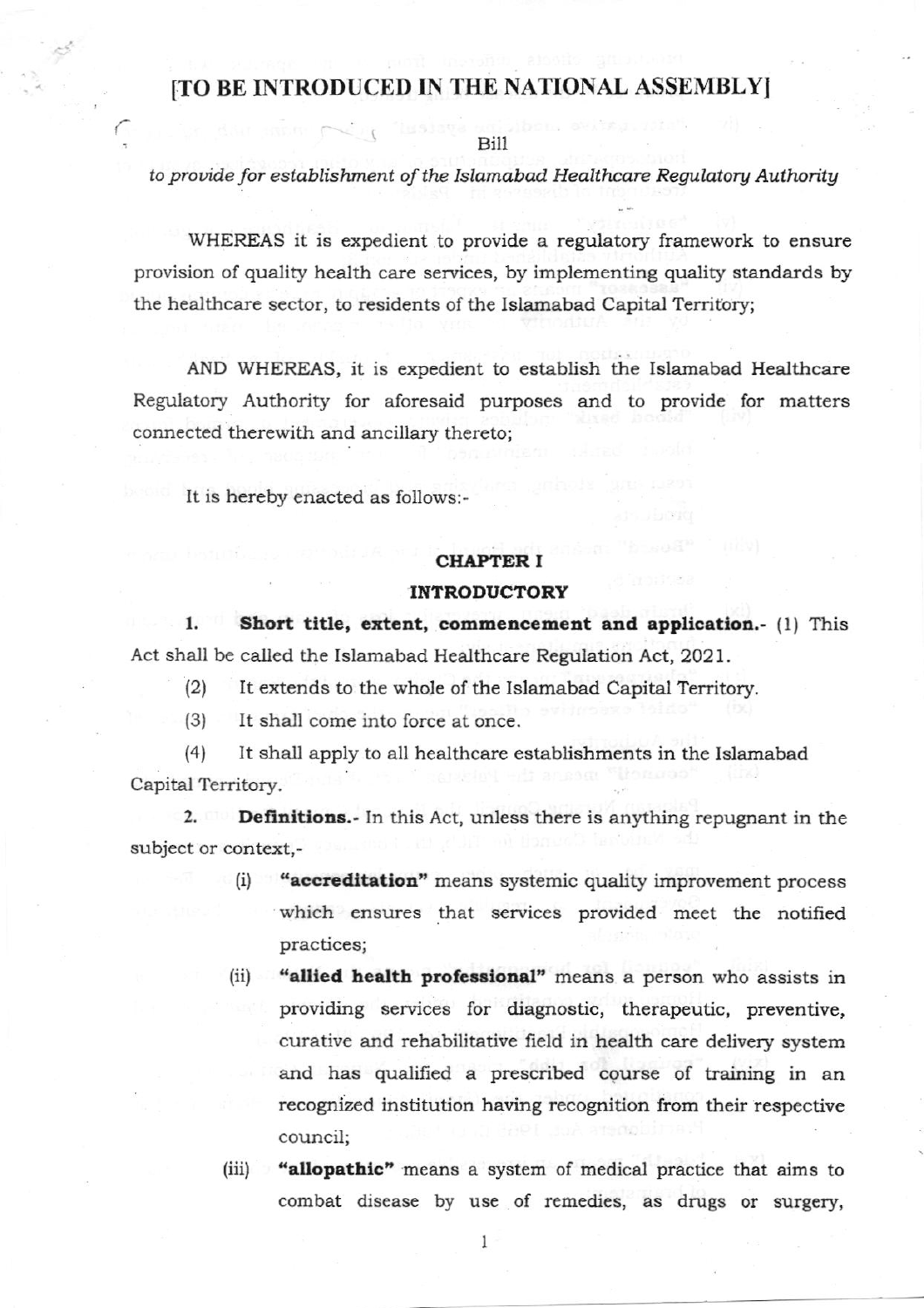# [TO BE INTRODUCED IN THE NATIONAL ASSEMBLY]

Bill

*to provide for establishment of the Islamabad Healthcare Regulatory Authority*

WHEREAS it is expedient to provide a regulatory framework to ensure provision of quality health care services, by implementing quality standards by the healthcare sector, to residents of the Islamabad Capital Territory;

AND WHEREAS, it is expedient to establish the Islamabad Healthcare Regulatory Authority for aforesaid purposes and to provide for matters connected therewith and ancillary thereto;

It is hereby enacted as follows:-

## CHAPTER I

## INTRODUCTORY

**1. Short title, extent, commencement and application.**- (1) This Act shall be called the Islamabad Healthcare Regulation Act, 2021.

(2) It extends to the whole of the Islamabad Capital Territory.

(3) It shall come into force at once.

(4) It shall apply to all healthcare establishments in the Islamabad Capital Territory.

**2. Definitions.**- In this Act, unless there is anything repugnant in the subject or context,-

(i) **"accreditation"** means systemic quality improvement process which ensures that services provided meet the notified practices;

(ii) **"allied health professional"** means a person who assists in providing services for diagnostic, therapeutic, preventive, curative and rehabilitative field in health care delivery system and has qualified a prescribed course of training in an recognized institution having recognition from their respective council;

(iii) **"allopathic"** means a system of medical practice that aims to combat disease by use of remedies, as drugs or surgery,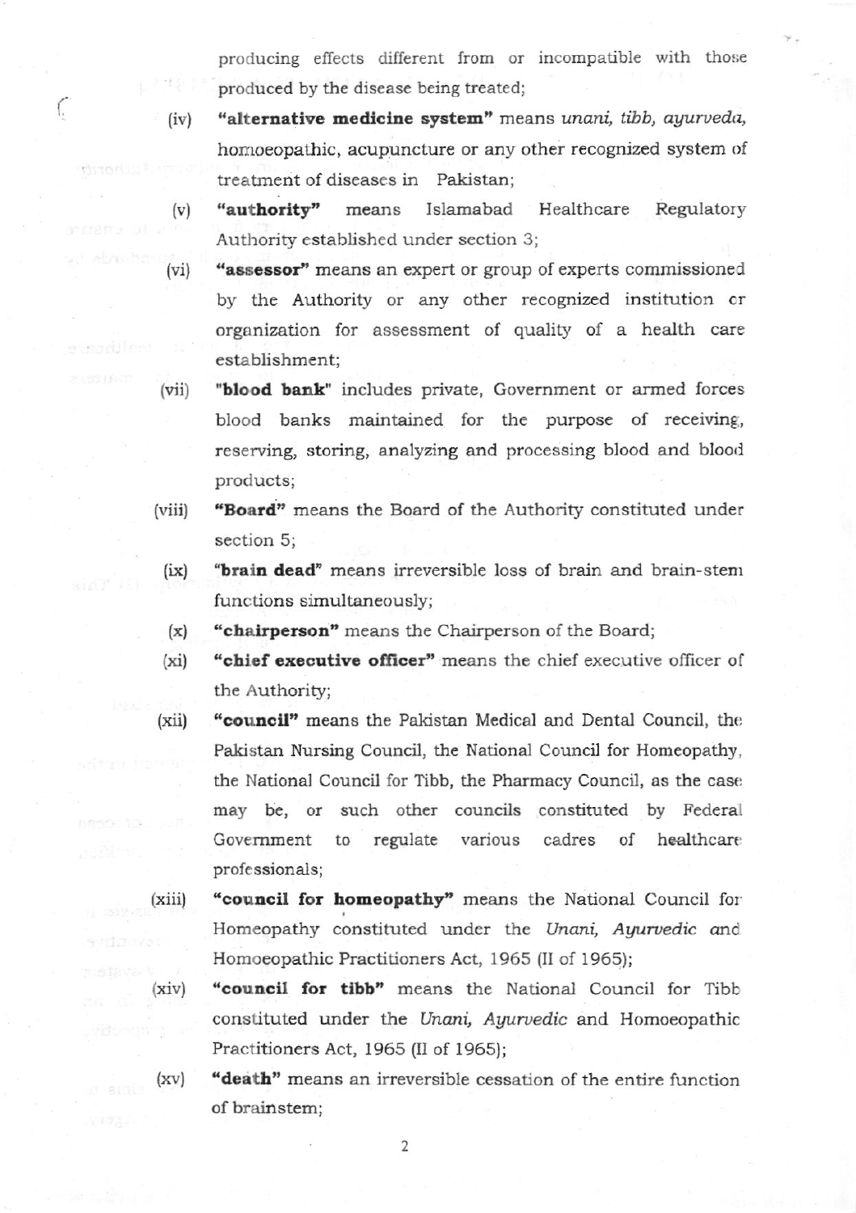producing effects different from or incompatible with those produced by the disease being treated;

(iv) **"alternative medicine system"** means *unani, tibb, ayurveda,* homoeopathic, acupuncture or any other recognized system of treatment of diseases in Pakistan;

(v) **"authority"** means Islamabad Healthcare Regulatory Authority established under section 3;

(vi) **"assessor"** means an expert or group of experts commissioned by the Authority or any other recognized institution or organization for assessment of quality of a health care establishment;

(vii) **"blood bank"** includes private, Government or armed forces blood banks maintained for the purpose of receiving, reserving, storing, analyzing and processing blood and blood products;

(viii) **"Board"** means the Board of the Authority constituted under section 5;

(ix) **"brain dead"** means irreversible loss of brain and brain-stem functions simultaneously;

(x) **"chairperson"** means the Chairperson of the Board;

(xi) **"chief executive officer"** means the chief executive officer of the Authority;

(xii) **"council"** means the Pakistan Medical and Dental Council, the Pakistan Nursing Council, the National Council for Homeopathy, the National Council for Tibb, the Pharmacy Council, as the case may be, or such other councils constituted by Federal Government to regulate various cadres of healthcare professionals;

(xiii) **"council for homeopathy"** means the National Council for Homeopathy constituted under the *Unani, Ayurvedic and* Homoeopathic Practitioners Act, 1965 (II of 1965);

(xiv) **"council for tibb"** means the National Council for Tibb constituted under the *Unani, Ayurvedic* and Homoeopathic Practitioners Act, 1965 (II of 1965);

(xv) **"death"** means an irreversible cessation of the entire function of brainstem;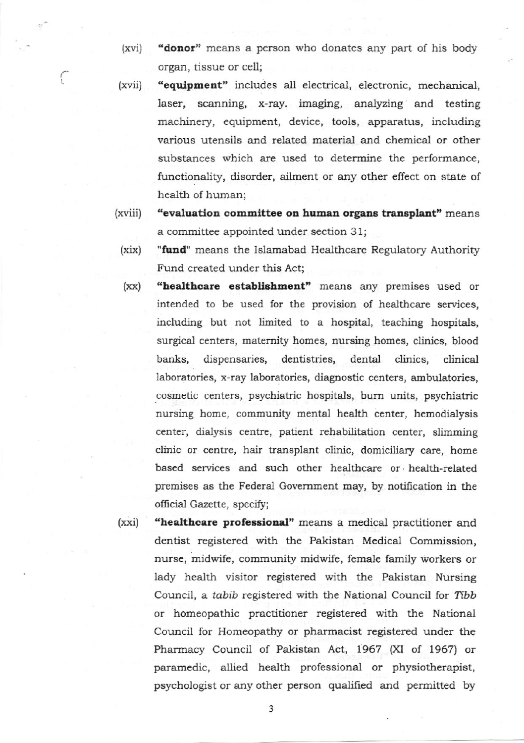(xvi) **"donor"** means a person who donates any part of his body organ, tissue or cell;

(xvii) **"equipment"** includes all electrical, electronic, mechanical, laser, scanning, x-ray. imaging, analyzing and testing machinery, equipment, device, tools, apparatus, including various utensils and related material and chemical or other substances which are used to determine the performance, functionality, disorder, ailment or any other effect on state of health of human;

(xviii) **"evaluation committee on human organs transplant"** means a committee appointed under section 31;

(xix) **"fund"** means the Islamabad Healthcare Regulatory Authority Fund created under this Act;

(xx) **"healthcare establishment"** means any premises used or intended to be used for the provision of healthcare services, including but not limited to a hospital, teaching hospitals, surgical centers, maternity homes, nursing homes, clinics, blood banks, dispensaries, dentistries, dental clinics, clinical laboratories, x-ray laboratories, diagnostic centers, ambulatories, cosmetic centers, psychiatric hospitals, burn units, psychiatric nursing home, community mental health center, hemodialysis center, dialysis centre, patient rehabilitation center, slimming clinic or centre, hair transplant clinic, domiciliary care, home based services and such other healthcare or health-related premises as the Federal Government may, by notification in the official Gazette, specify;

(xxi) **"healthcare professional"** means a medical practitioner and dentist registered with the Pakistan Medical Commission, nurse, midwife, community midwife, female family workers or lady health visitor registered with the Pakistan Nursing Council, a *tabib* registered with the National Council for *Tibb* or homeopathic practitioner registered with the National Council for Homeopathy or pharmacist registered under the Pharmacy Council of Pakistan Act, 1967 (XI of 1967) or paramedic, allied health professional or physiotherapist, psychologist or any other person qualified and permitted by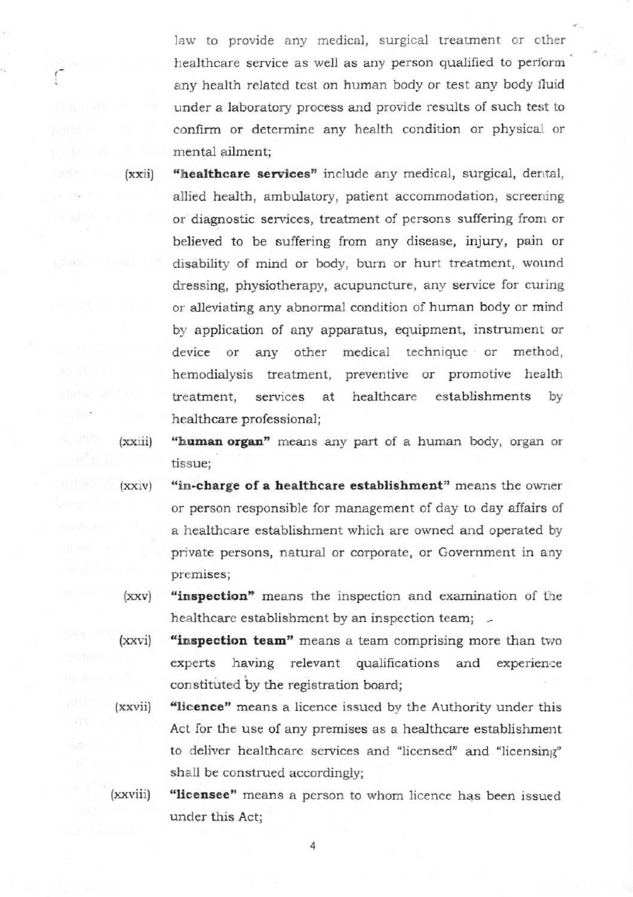law to provide any medical, surgical treatment or other healthcare service as well as any person qualified to perform any health related test on human body or test any body fluid under a laboratory process and provide results of such test to confirm or determine any health condition or physical or mental ailment;

(xxii) **"healthcare services"** include any medical, surgical, dental, allied health, ambulatory, patient accommodation, screening or diagnostic services, treatment of persons suffering from or believed to be suffering from any disease, injury, pain or disability of mind or body, burn or hurt treatment, wound dressing, physiotherapy, acupuncture, any service for curing or alleviating any abnormal condition of human body or mind by application of any apparatus, equipment, instrument or device or any other medical technique or method, hemodialysis treatment, preventive or promotive health treatment, services at healthcare establishments by healthcare professional;

(xxiii) **"human organ"** means any part of a human body, organ or tissue;

(xxiv) **"in-charge of a healthcare establishment"** means the owner or person responsible for management of day to day affairs of a healthcare establishment which are owned and operated by private persons, natural or corporate, or Government in any premises;

(xxv) **"inspection"** means the inspection and examination of the healthcare establishment by an inspection team;

(xxvi) **"inspection team"** means a team comprising more than two experts having relevant qualifications and experience constituted by the registration board;

(xxvii) **"licence"** means a licence issued by the Authority under this Act for the use of any premises as a healthcare establishment to deliver healthcare services and "licensed" and "licensing" shall be construed accordingly;

(xxviii) **"licensee"** means a person to whom licence has been issued under this Act;